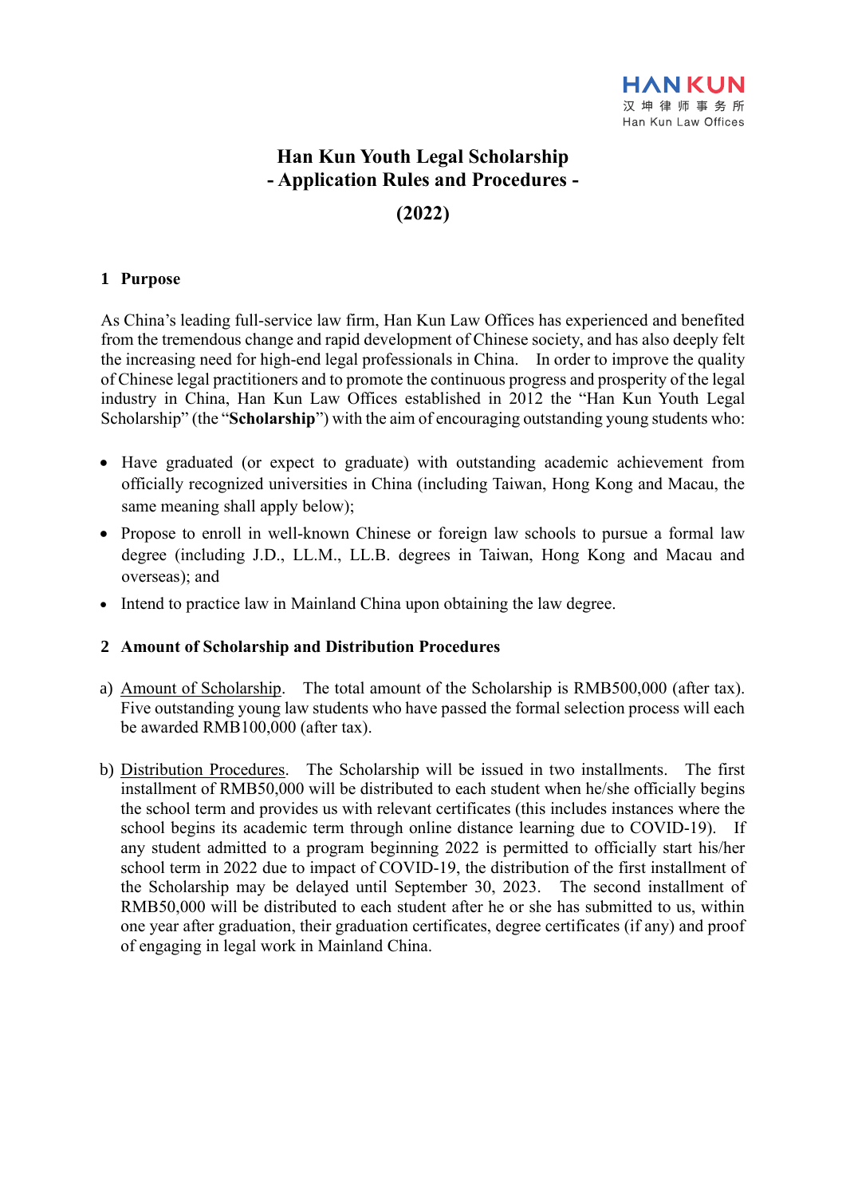HAN KUN
汉 坤 律 师 事 务 所
Han Kun Law Offices

# Han Kun Youth Legal Scholarship
## - Application Rules and Procedures -
## (2022)

### 1 Purpose

As China's leading full-service law firm, Han Kun Law Offices has experienced and benefited from the tremendous change and rapid development of Chinese society, and has also deeply felt the increasing need for high-end legal professionals in China. In order to improve the quality of Chinese legal practitioners and to promote the continuous progress and prosperity of the legal industry in China, Han Kun Law Offices established in 2012 the "Han Kun Youth Legal Scholarship" (the "**Scholarship**") with the aim of encouraging outstanding young students who:

- Have graduated (or expect to graduate) with outstanding academic achievement from officially recognized universities in China (including Taiwan, Hong Kong and Macau, the same meaning shall apply below);
- Propose to enroll in well-known Chinese or foreign law schools to pursue a formal law degree (including J.D., LL.M., LL.B. degrees in Taiwan, Hong Kong and Macau and overseas); and
- Intend to practice law in Mainland China upon obtaining the law degree.

### 2 Amount of Scholarship and Distribution Procedures

a) Amount of Scholarship. The total amount of the Scholarship is RMB500,000 (after tax). Five outstanding young law students who have passed the formal selection process will each be awarded RMB100,000 (after tax).

b) Distribution Procedures. The Scholarship will be issued in two installments. The first installment of RMB50,000 will be distributed to each student when he/she officially begins the school term and provides us with relevant certificates (this includes instances where the school begins its academic term through online distance learning due to COVID-19). If any student admitted to a program beginning 2022 is permitted to officially start his/her school term in 2022 due to impact of COVID-19, the distribution of the first installment of the Scholarship may be delayed until September 30, 2023. The second installment of RMB50,000 will be distributed to each student after he or she has submitted to us, within one year after graduation, their graduation certificates, degree certificates (if any) and proof of engaging in legal work in Mainland China.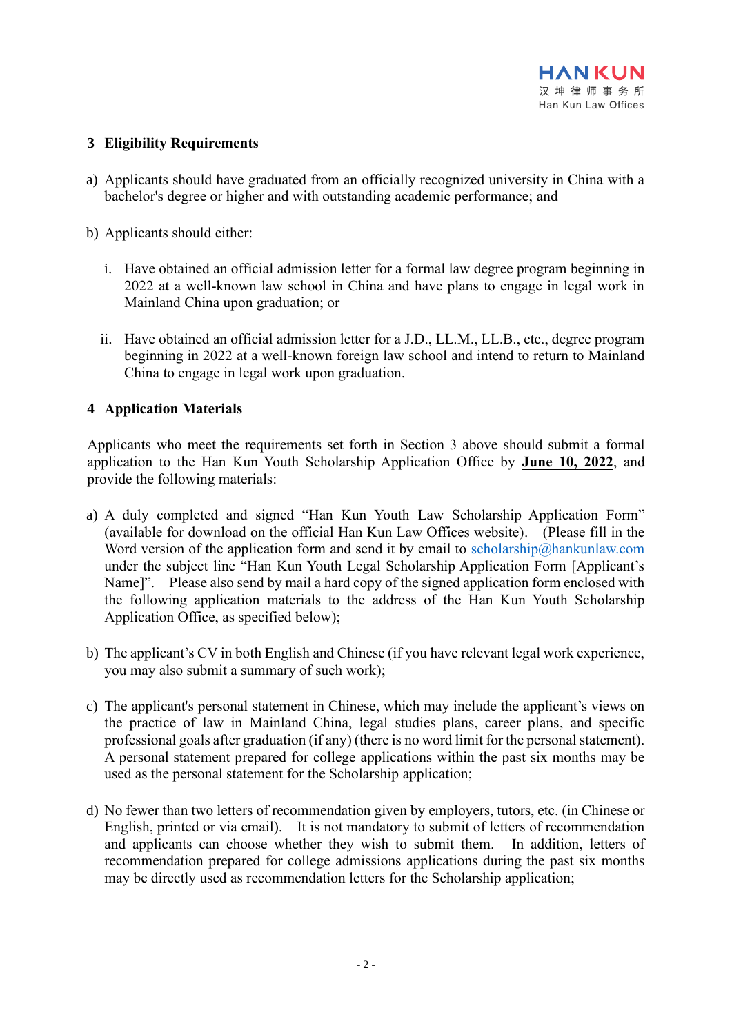## 3 Eligibility Requirements

a) Applicants should have graduated from an officially recognized university in China with a bachelor's degree or higher and with outstanding academic performance; and

b) Applicants should either:

   i. Have obtained an official admission letter for a formal law degree program beginning in 2022 at a well-known law school in China and have plans to engage in legal work in Mainland China upon graduation; or

   ii. Have obtained an official admission letter for a J.D., LL.M., LL.B., etc., degree program beginning in 2022 at a well-known foreign law school and intend to return to Mainland China to engage in legal work upon graduation.

## 4 Application Materials

Applicants who meet the requirements set forth in Section 3 above should submit a formal application to the Han Kun Youth Scholarship Application Office by **June 10, 2022**, and provide the following materials:

a) A duly completed and signed "Han Kun Youth Law Scholarship Application Form" (available for download on the official Han Kun Law Offices website). (Please fill in the Word version of the application form and send it by email to scholarship@hankunlaw.com under the subject line "Han Kun Youth Legal Scholarship Application Form [Applicant's Name]". Please also send by mail a hard copy of the signed application form enclosed with the following application materials to the address of the Han Kun Youth Scholarship Application Office, as specified below);

b) The applicant's CV in both English and Chinese (if you have relevant legal work experience, you may also submit a summary of such work);

c) The applicant's personal statement in Chinese, which may include the applicant's views on the practice of law in Mainland China, legal studies plans, career plans, and specific professional goals after graduation (if any) (there is no word limit for the personal statement). A personal statement prepared for college applications within the past six months may be used as the personal statement for the Scholarship application;

d) No fewer than two letters of recommendation given by employers, tutors, etc. (in Chinese or English, printed or via email). It is not mandatory to submit of letters of recommendation and applicants can choose whether they wish to submit them. In addition, letters of recommendation prepared for college admissions applications during the past six months may be directly used as recommendation letters for the Scholarship application;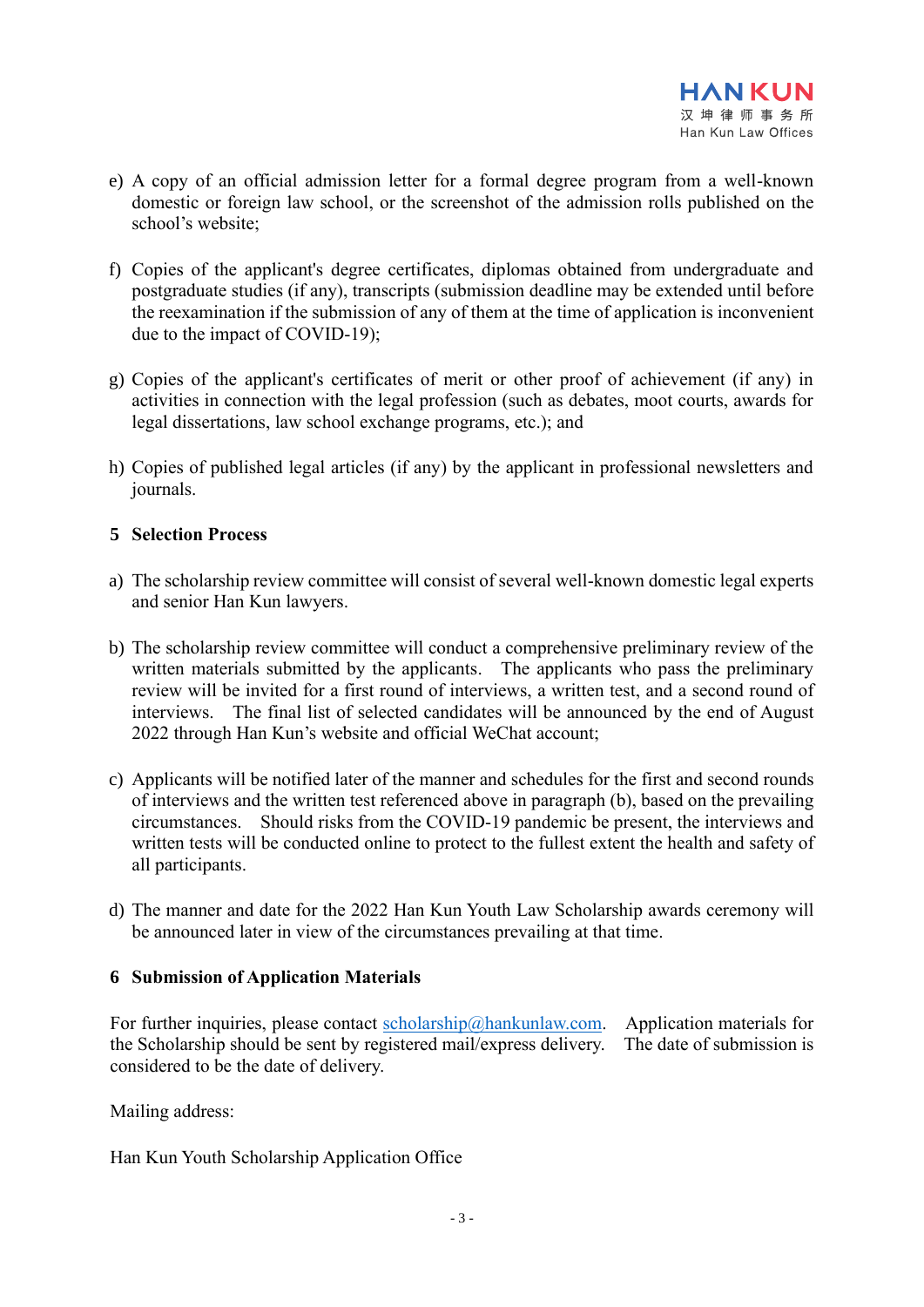e) A copy of an official admission letter for a formal degree program from a well-known domestic or foreign law school, or the screenshot of the admission rolls published on the school's website;

f) Copies of the applicant's degree certificates, diplomas obtained from undergraduate and postgraduate studies (if any), transcripts (submission deadline may be extended until before the reexamination if the submission of any of them at the time of application is inconvenient due to the impact of COVID-19);

g) Copies of the applicant's certificates of merit or other proof of achievement (if any) in activities in connection with the legal profession (such as debates, moot courts, awards for legal dissertations, law school exchange programs, etc.); and

h) Copies of published legal articles (if any) by the applicant in professional newsletters and journals.

## 5 Selection Process

a) The scholarship review committee will consist of several well-known domestic legal experts and senior Han Kun lawyers.

b) The scholarship review committee will conduct a comprehensive preliminary review of the written materials submitted by the applicants. The applicants who pass the preliminary review will be invited for a first round of interviews, a written test, and a second round of interviews. The final list of selected candidates will be announced by the end of August 2022 through Han Kun's website and official WeChat account;

c) Applicants will be notified later of the manner and schedules for the first and second rounds of interviews and the written test referenced above in paragraph (b), based on the prevailing circumstances. Should risks from the COVID-19 pandemic be present, the interviews and written tests will be conducted online to protect to the fullest extent the health and safety of all participants.

d) The manner and date for the 2022 Han Kun Youth Law Scholarship awards ceremony will be announced later in view of the circumstances prevailing at that time.

## 6 Submission of Application Materials

For further inquiries, please contact scholarship@hankunlaw.com. Application materials for the Scholarship should be sent by registered mail/express delivery. The date of submission is considered to be the date of delivery.

Mailing address:

Han Kun Youth Scholarship Application Office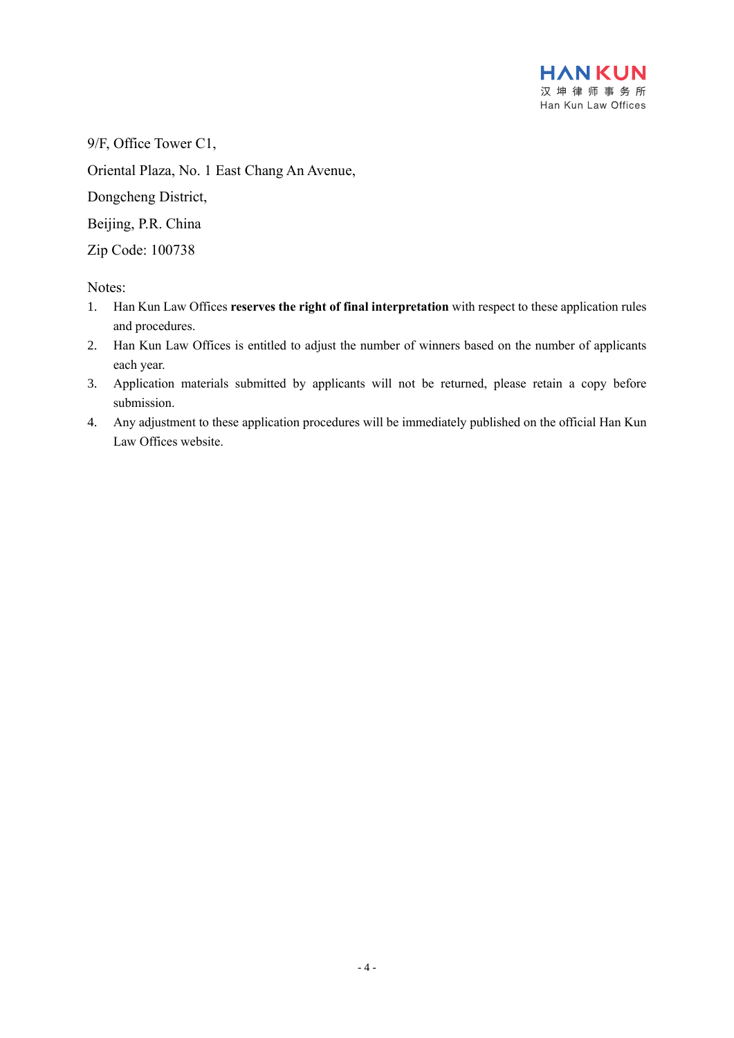9/F, Office Tower C1,

Oriental Plaza, No. 1 East Chang An Avenue,

Dongcheng District,

Beijing, P.R. China

Zip Code: 100738

Notes:

1. Han Kun Law Offices **reserves the right of final interpretation** with respect to these application rules and procedures.
2. Han Kun Law Offices is entitled to adjust the number of winners based on the number of applicants each year.
3. Application materials submitted by applicants will not be returned, please retain a copy before submission.
4. Any adjustment to these application procedures will be immediately published on the official Han Kun Law Offices website.